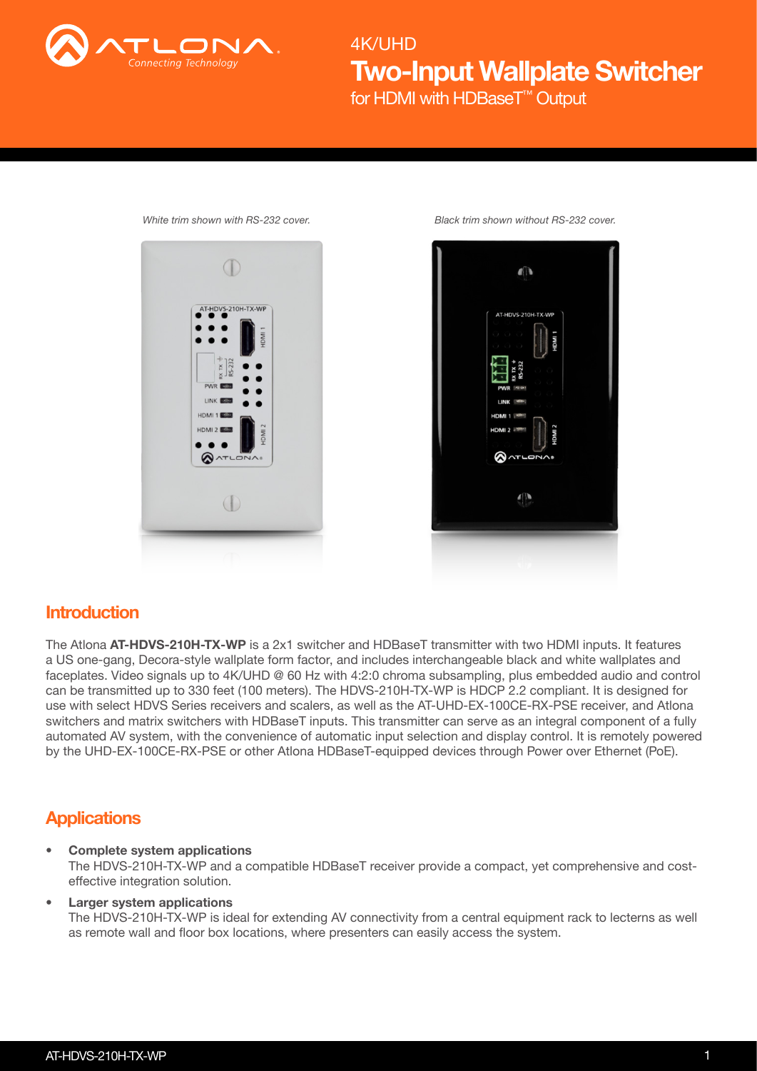# 4K/UHD Two-Input Wallplate Switcher for HDMI with HDBaseT™ Output

*White trim shown with RS-232 cover.*

*Black trim shown without RS-232 cover.*

## Introduction

The Atlona **AT-HDVS-210H-TX-WP** is a 2x1 switcher and HDBaseT transmitter with two HDMI inputs. It features a US one-gang, Decora-style wallplate form factor, and includes interchangeable black and white wallplates and faceplates. Video signals up to 4K/UHD @ 60 Hz with 4:2:0 chroma subsampling, plus embedded audio and control can be transmitted up to 330 feet (100 meters). The HDVS-210H-TX-WP is HDCP 2.2 compliant. It is designed for use with select HDVS Series receivers and scalers, as well as the AT-UHD-EX-100CE-RX-PSE receiver, and Atlona switchers and matrix switchers with HDBaseT inputs. This transmitter can serve as an integral component of a fully automated AV system, with the convenience of automatic input selection and display control. It is remotely powered by the UHD-EX-100CE-RX-PSE or other Atlona HDBaseT-equipped devices through Power over Ethernet (PoE).

## Applications

- **Complete system applications**
  The HDVS-210H-TX-WP and a compatible HDBaseT receiver provide a compact, yet comprehensive and cost-effective integration solution.
- **Larger system applications**
  The HDVS-210H-TX-WP is ideal for extending AV connectivity from a central equipment rack to lecterns as well as remote wall and floor box locations, where presenters can easily access the system.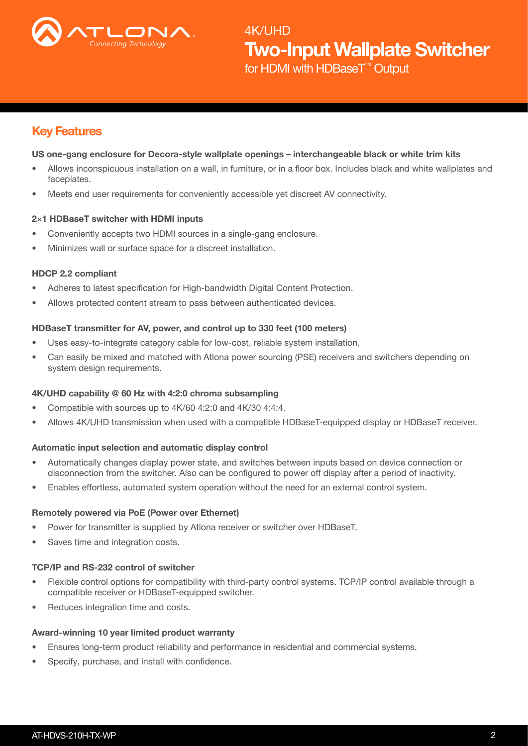## Key Features

**US one-gang enclosure for Decora-style wallplate openings – interchangeable black or white trim kits**

- Allows inconspicuous installation on a wall, in furniture, or in a floor box. Includes black and white wallplates and faceplates.
- Meets end user requirements for conveniently accessible yet discreet AV connectivity.

**2×1 HDBaseT switcher with HDMI inputs**

- Conveniently accepts two HDMI sources in a single-gang enclosure.
- Minimizes wall or surface space for a discreet installation.

**HDCP 2.2 compliant**

- Adheres to latest specification for High-bandwidth Digital Content Protection.
- Allows protected content stream to pass between authenticated devices.

**HDBaseT transmitter for AV, power, and control up to 330 feet (100 meters)**

- Uses easy-to-integrate category cable for low-cost, reliable system installation.
- Can easily be mixed and matched with Atlona power sourcing (PSE) receivers and switchers depending on system design requirements.

**4K/UHD capability @ 60 Hz with 4:2:0 chroma subsampling**

- Compatible with sources up to 4K/60 4:2:0 and 4K/30 4:4:4.
- Allows 4K/UHD transmission when used with a compatible HDBaseT-equipped display or HDBaseT receiver.

**Automatic input selection and automatic display control**

- Automatically changes display power state, and switches between inputs based on device connection or disconnection from the switcher. Also can be configured to power off display after a period of inactivity.
- Enables effortless, automated system operation without the need for an external control system.

**Remotely powered via PoE (Power over Ethernet)**

- Power for transmitter is supplied by Atlona receiver or switcher over HDBaseT.
- Saves time and integration costs.

**TCP/IP and RS-232 control of switcher**

- Flexible control options for compatibility with third-party control systems. TCP/IP control available through a compatible receiver or HDBaseT-equipped switcher.
- Reduces integration time and costs.

**Award-winning 10 year limited product warranty**

- Ensures long-term product reliability and performance in residential and commercial systems.
- Specify, purchase, and install with confidence.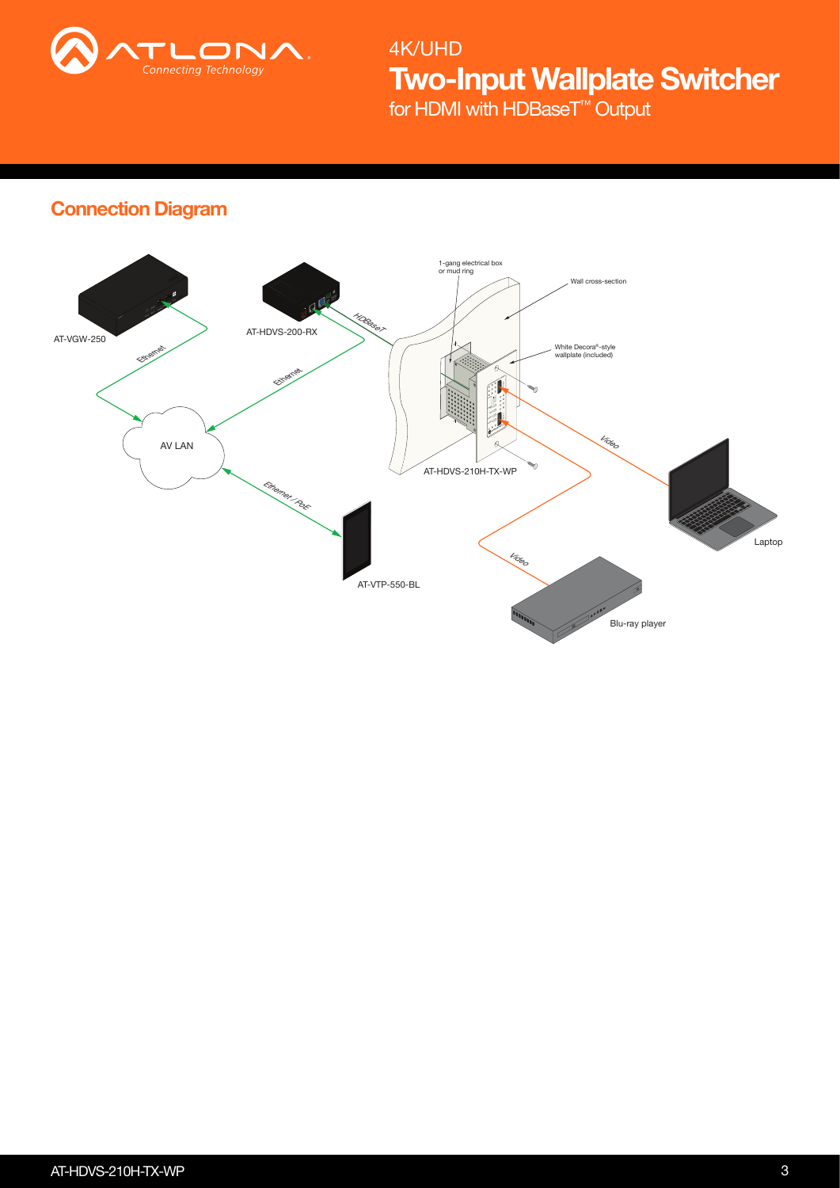# 4K/UHD Two-Input Wallplate Switcher for HDMI with HDBaseT™ Output

## Connection Diagram

AT-VGW-250

AT-HDVS-200-RX

HDBaseT

Ethernet

Ethernet

AV LAN

Ethernet / PoE

AT-VTP-550-BL

1-gang electrical box or mud ring

Wall cross-section

White Decora®-style wallplate (included)

AT-HDVS-210H-TX-WP

Video

Video

Laptop

Blu-ray player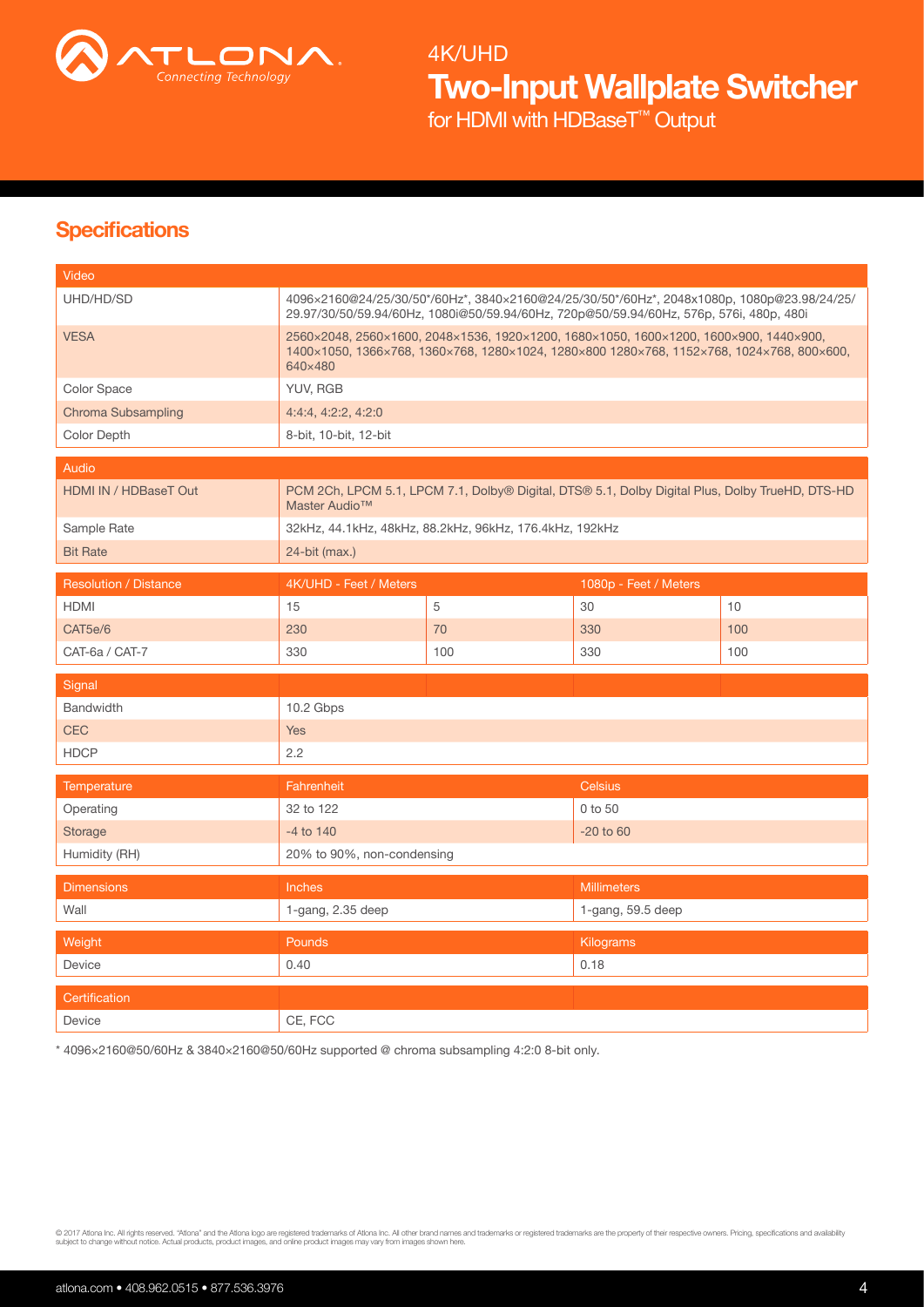# 4K/UHD
# Two-Input Wallplate Switcher
for HDMI with HDBaseT™ Output

## Specifications

| Video | |
|---|---|
| UHD/HD/SD | 4096×2160@24/25/30/50*/60Hz*, 3840×2160@24/25/30/50*/60Hz*, 2048x1080p, 1080p@23.98/24/25/29.97/30/50/59.94/60Hz, 1080i@50/59.94/60Hz, 720p@50/59.94/60Hz, 576p, 576i, 480p, 480i |
| VESA | 2560×2048, 2560×1600, 2048×1536, 1920×1200, 1680×1050, 1600×1200, 1600×900, 1440×900, 1400×1050, 1366×768, 1360×768, 1280×1024, 1280×800 1280×768, 1152×768, 1024×768, 800×600, 640×480 |
| Color Space | YUV, RGB |
| Chroma Subsampling | 4:4:4, 4:2:2, 4:2:0 |
| Color Depth | 8-bit, 10-bit, 12-bit |

| Audio | |
|---|---|
| HDMI IN / HDBaseT Out | PCM 2Ch, LPCM 5.1, LPCM 7.1, Dolby® Digital, DTS® 5.1, Dolby Digital Plus, Dolby TrueHD, DTS-HD Master Audio™ |
| Sample Rate | 32kHz, 44.1kHz, 48kHz, 88.2kHz, 96kHz, 176.4kHz, 192kHz |
| Bit Rate | 24-bit (max.) |

| Resolution / Distance | 4K/UHD - Feet / Meters | | 1080p - Feet / Meters | |
|---|---|---|---|---|
| HDMI | 15 | 5 | 30 | 10 |
| CAT5e/6 | 230 | 70 | 330 | 100 |
| CAT-6a / CAT-7 | 330 | 100 | 330 | 100 |

| Signal | |
|---|---|
| Bandwidth | 10.2 Gbps |
| CEC | Yes |
| HDCP | 2.2 |

| Temperature | Fahrenheit | Celsius |
|---|---|---|
| Operating | 32 to 122 | 0 to 50 |
| Storage | -4 to 140 | -20 to 60 |
| Humidity (RH) | 20% to 90%, non-condensing | |

| Dimensions | Inches | Millimeters |
|---|---|---|
| Wall | 1-gang, 2.35 deep | 1-gang, 59.5 deep |

| Weight | Pounds | Kilograms |
|---|---|---|
| Device | 0.40 | 0.18 |

| Certification | |
|---|---|
| Device | CE, FCC |

\* 4096×2160@50/60Hz & 3840×2160@50/60Hz supported @ chroma subsampling 4:2:0 8-bit only.

© 2017 Atlona Inc. All rights reserved. "Atlona" and the Atlona logo are registered trademarks of Atlona Inc. All other brand names and trademarks or registered trademarks are the property of their respective owners. Pricing, specifications and availability subject to change without notice. Actual products, product images, and online product images may vary from images shown here.

atlona.com • 408.962.0515 • 877.536.3976